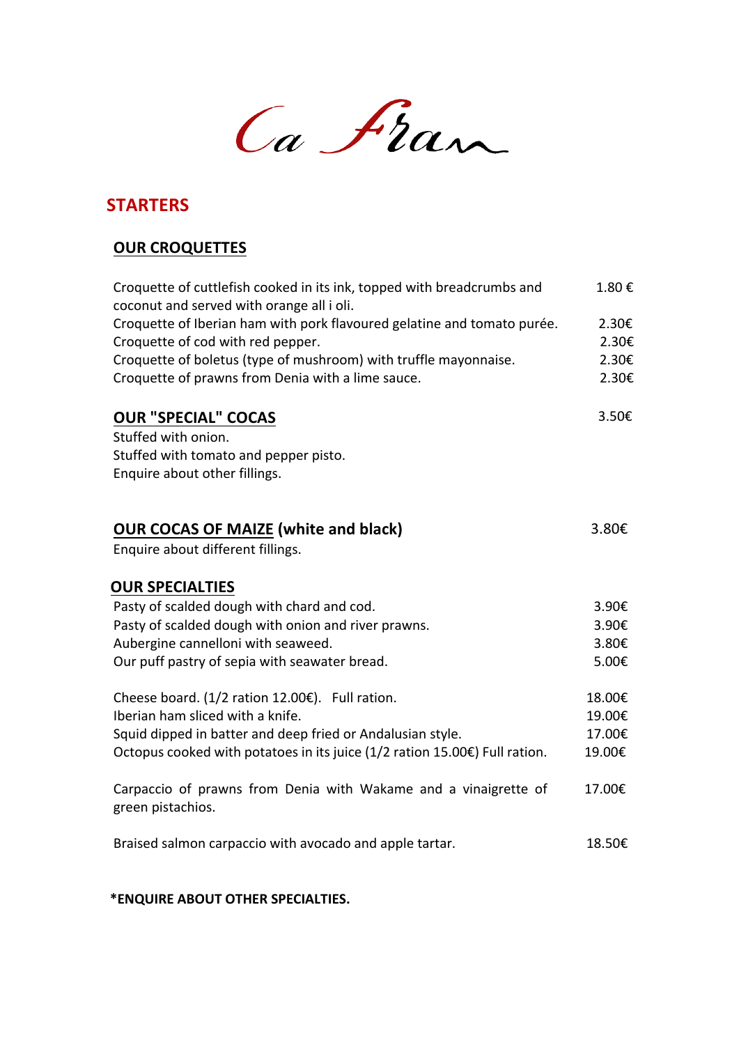# Ca Fran

## STARTERS

### OUR CROQUETTES

| | |
|---|---|
| Croquette of cuttlefish cooked in its ink, topped with breadcrumbs and coconut and served with orange all i oli. | 1.80 € |
| Croquette of Iberian ham with pork flavoured gelatine and tomato purée. | 2.30€ |
| Croquette of cod with red pepper. | 2.30€ |
| Croquette of boletus (type of mushroom) with truffle mayonnaise. | 2.30€ |
| Croquette of prawns from Denia with a lime sauce. | 2.30€ |

### OUR "SPECIAL" COCAS — 3.50€

Stuffed with onion.
Stuffed with tomato and pepper pisto.
Enquire about other fillings.

### OUR COCAS OF MAIZE (white and black) — 3.80€

Enquire about different fillings.

### OUR SPECIALTIES

| | |
|---|---|
| Pasty of scalded dough with chard and cod. | 3.90€ |
| Pasty of scalded dough with onion and river prawns. | 3.90€ |
| Aubergine cannelloni with seaweed. | 3.80€ |
| Our puff pastry of sepia with seawater bread. | 5.00€ |
| Cheese board. (1/2 ration 12.00€). Full ration. | 18.00€ |
| Iberian ham sliced with a knife. | 19.00€ |
| Squid dipped in batter and deep fried or Andalusian style. | 17.00€ |
| Octopus cooked with potatoes in its juice (1/2 ration 15.00€) Full ration. | 19.00€ |
| Carpaccio of prawns from Denia with Wakame and a vinaigrette of green pistachios. | 17.00€ |
| Braised salmon carpaccio with avocado and apple tartar. | 18.50€ |

**\*ENQUIRE ABOUT OTHER SPECIALTIES.**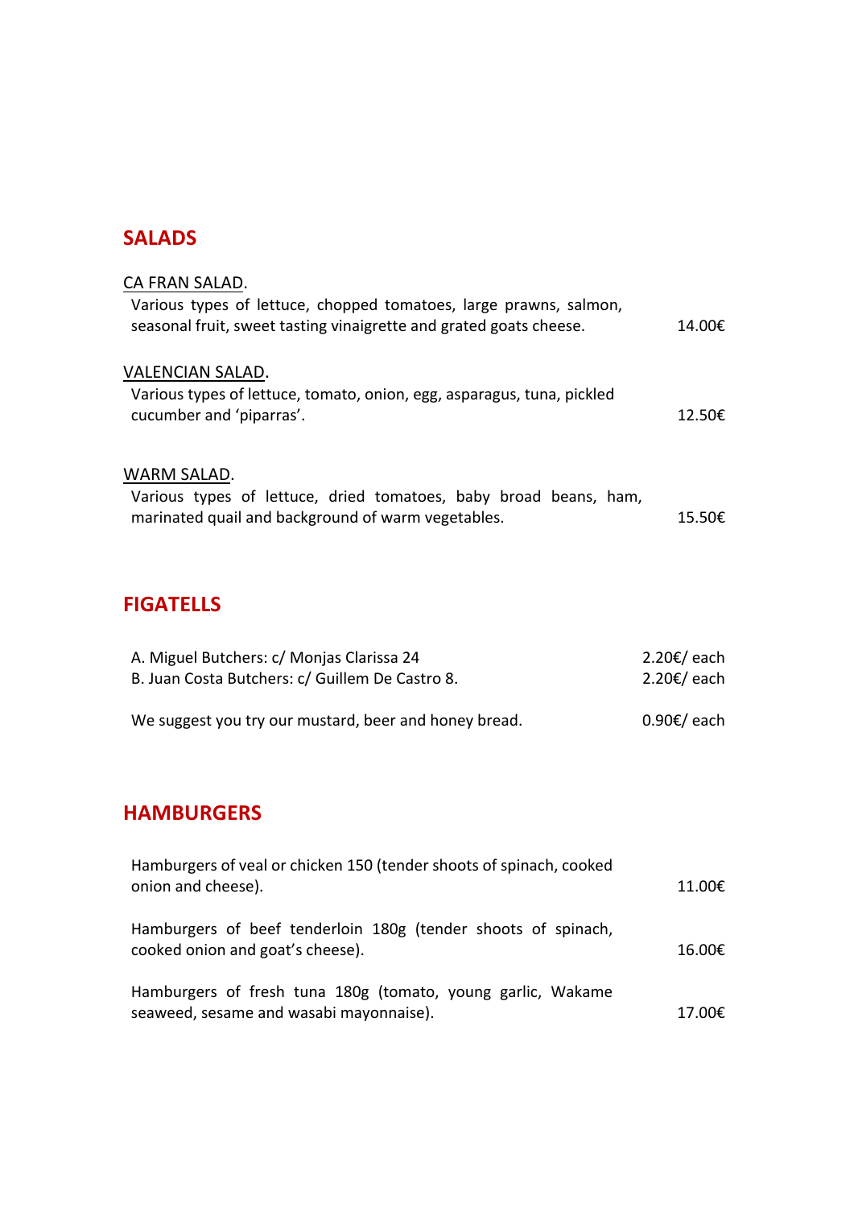## SALADS

<u>CA FRAN SALAD</u>.

Various types of lettuce, chopped tomatoes, large prawns, salmon, seasonal fruit, sweet tasting vinaigrette and grated goats cheese. 14.00€

<u>VALENCIAN SALAD</u>.

Various types of lettuce, tomato, onion, egg, asparagus, tuna, pickled cucumber and 'piparras'. 12.50€

<u>WARM SALAD</u>.

Various types of lettuce, dried tomatoes, baby broad beans, ham, marinated quail and background of warm vegetables. 15.50€

## FIGATELLS

A. Miguel Butchers: c/ Monjas Clarissa 24 2.20€/ each

B. Juan Costa Butchers: c/ Guillem De Castro 8. 2.20€/ each

We suggest you try our mustard, beer and honey bread. 0.90€/ each

## HAMBURGERS

Hamburgers of veal or chicken 150 (tender shoots of spinach, cooked onion and cheese). 11.00€

Hamburgers of beef tenderloin 180g (tender shoots of spinach, cooked onion and goat's cheese). 16.00€

Hamburgers of fresh tuna 180g (tomato, young garlic, Wakame seaweed, sesame and wasabi mayonnaise). 17.00€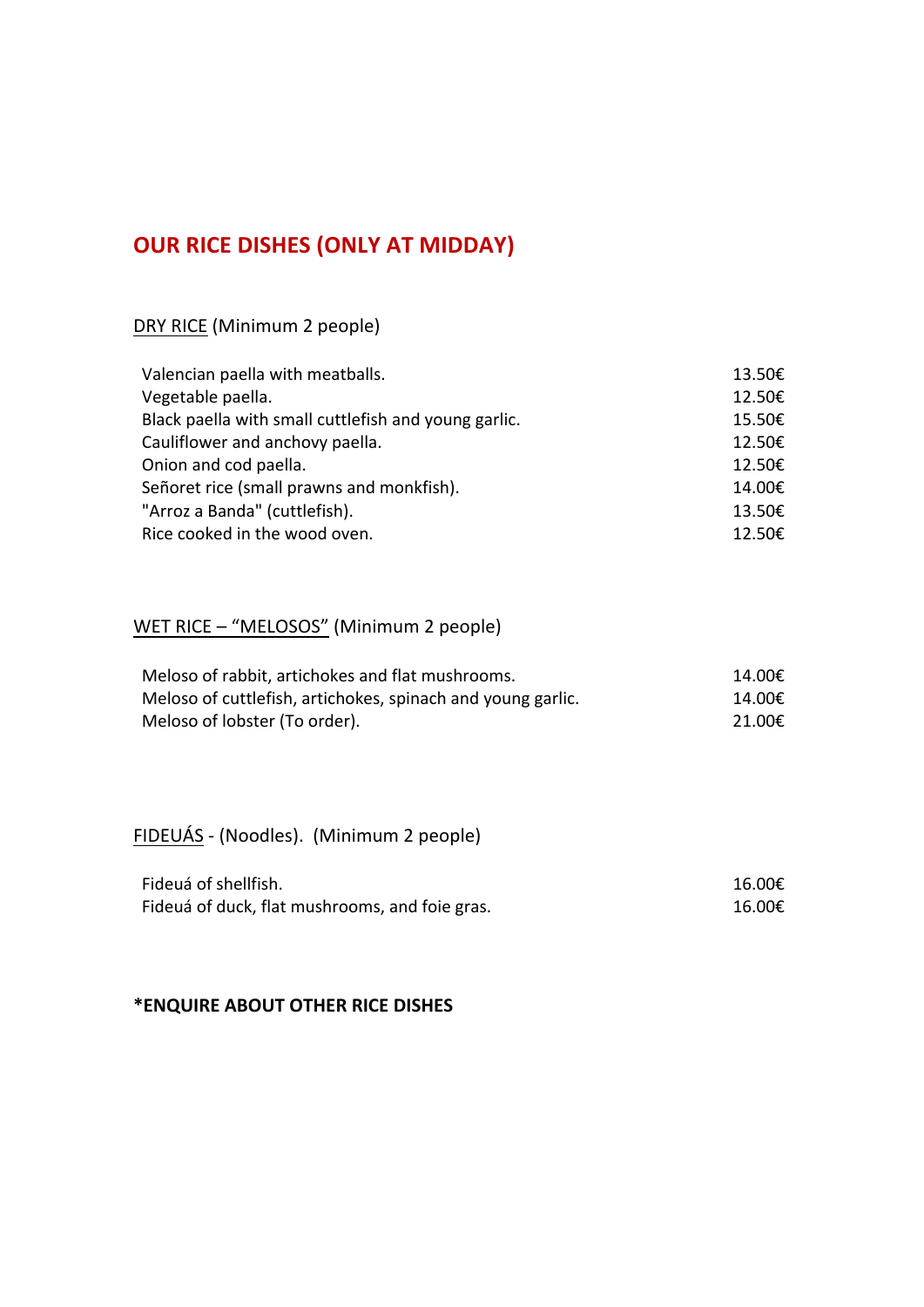# OUR RICE DISHES (ONLY AT MIDDAY)

<u>DRY RICE</u> (Minimum 2 people)

| | |
|---|---|
| Valencian paella with meatballs. | 13.50€ |
| Vegetable paella. | 12.50€ |
| Black paella with small cuttlefish and young garlic. | 15.50€ |
| Cauliflower and anchovy paella. | 12.50€ |
| Onion and cod paella. | 12.50€ |
| Señoret rice (small prawns and monkfish). | 14.00€ |
| "Arroz a Banda" (cuttlefish). | 13.50€ |
| Rice cooked in the wood oven. | 12.50€ |

<u>WET RICE – “MELOSOS”</u> (Minimum 2 people)

| | |
|---|---|
| Meloso of rabbit, artichokes and flat mushrooms. | 14.00€ |
| Meloso of cuttlefish, artichokes, spinach and young garlic. | 14.00€ |
| Meloso of lobster (To order). | 21.00€ |

<u>FIDEUÁS</u> - (Noodles). (Minimum 2 people)

| | |
|---|---|
| Fideuá of shellfish. | 16.00€ |
| Fideuá of duck, flat mushrooms, and foie gras. | 16.00€ |

**\*ENQUIRE ABOUT OTHER RICE DISHES**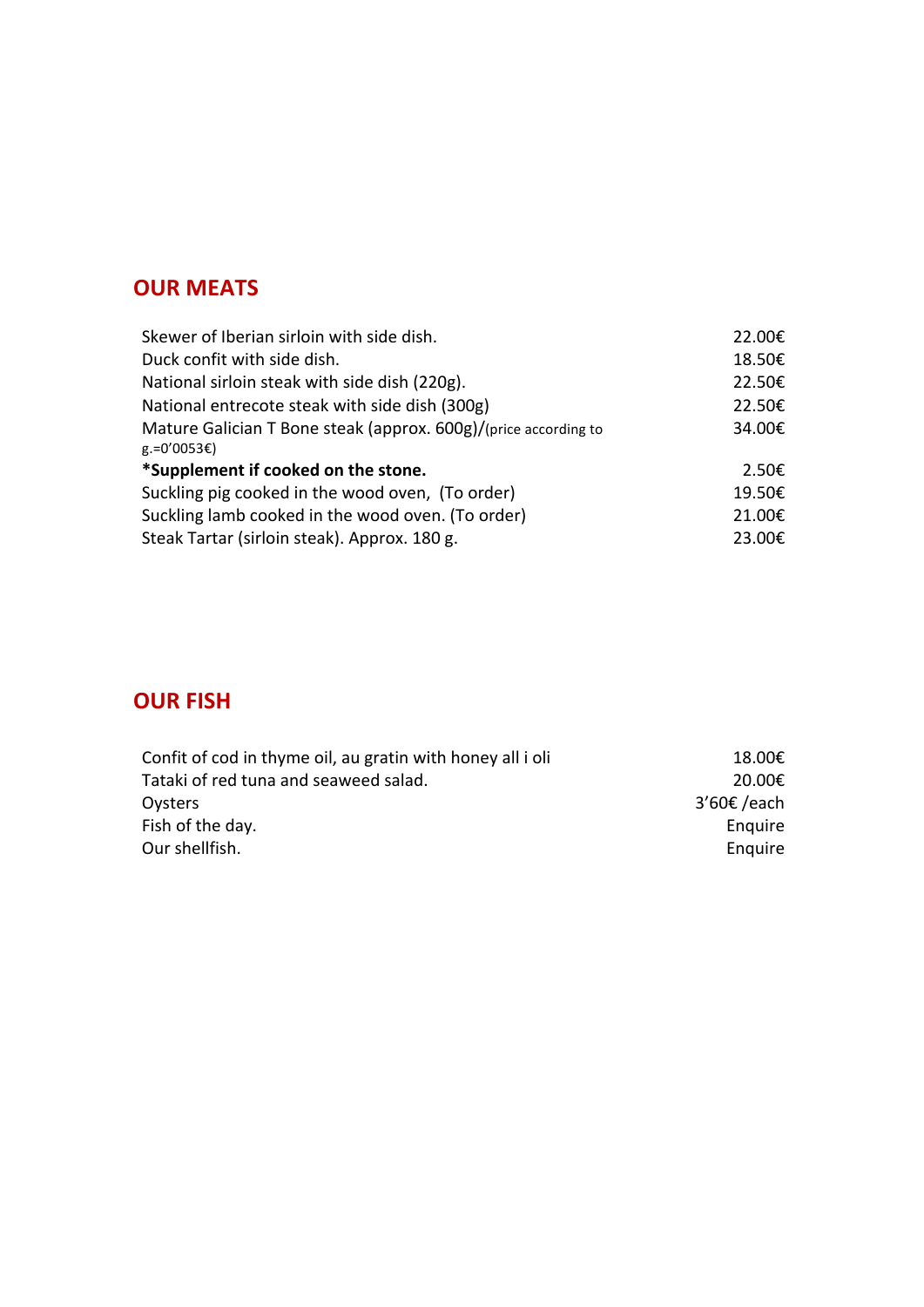## OUR MEATS

| | |
|---|---|
| Skewer of Iberian sirloin with side dish. | 22.00€ |
| Duck confit with side dish. | 18.50€ |
| National sirloin steak with side dish (220g). | 22.50€ |
| National entrecote steak with side dish (300g) | 22.50€ |
| Mature Galician T Bone steak (approx. 600g)/(price according to g.=0'0053€) | 34.00€ |
| **\*Supplement if cooked on the stone.** | 2.50€ |
| Suckling pig cooked in the wood oven, (To order) | 19.50€ |
| Suckling lamb cooked in the wood oven. (To order) | 21.00€ |
| Steak Tartar (sirloin steak). Approx. 180 g. | 23.00€ |

## OUR FISH

| | |
|---|---|
| Confit of cod in thyme oil, au gratin with honey all i oli | 18.00€ |
| Tataki of red tuna and seaweed salad. | 20.00€ |
| Oysters | 3'60€ /each |
| Fish of the day. | Enquire |
| Our shellfish. | Enquire |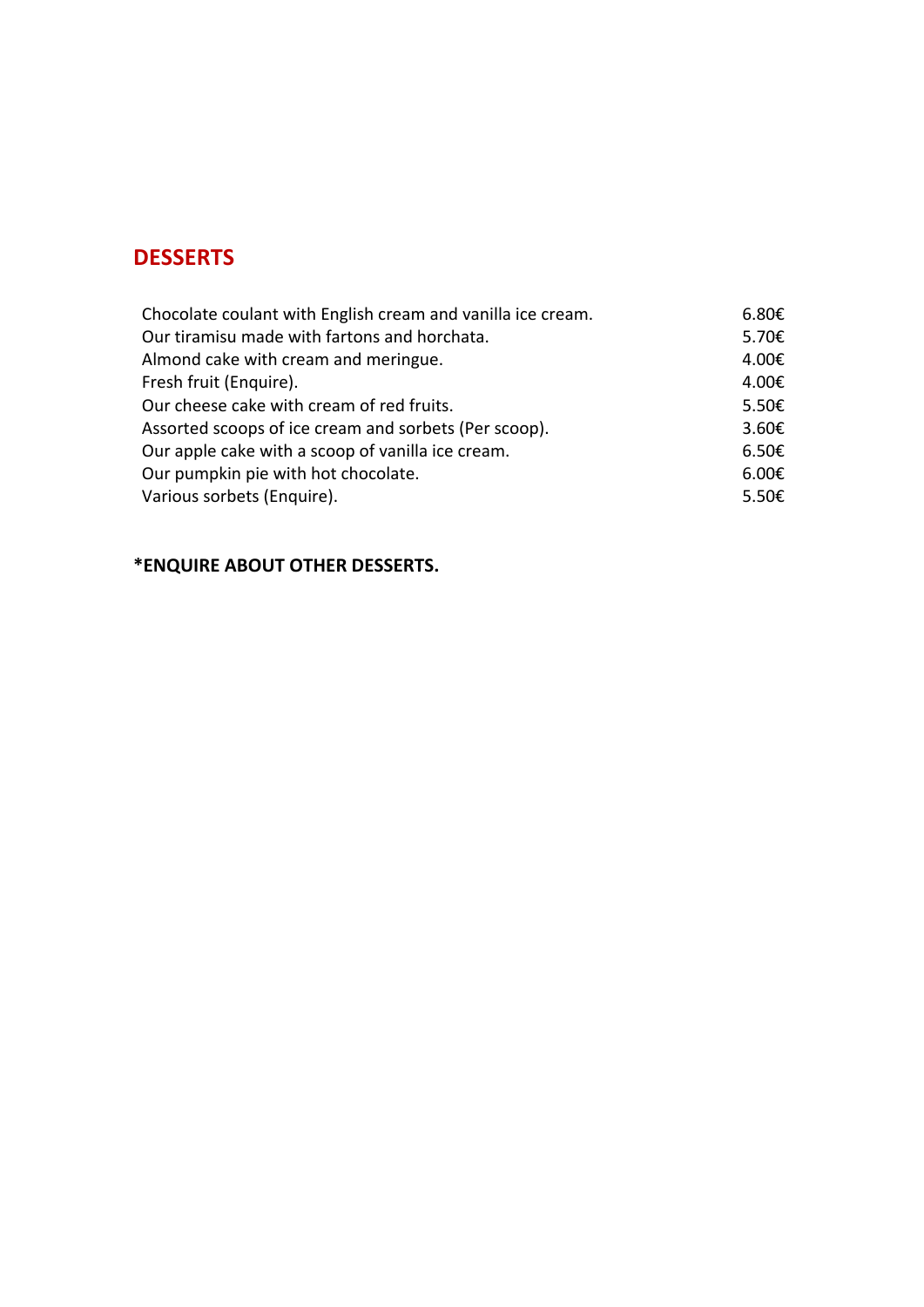## DESSERTS

| | |
|---|---|
| Chocolate coulant with English cream and vanilla ice cream. | 6.80€ |
| Our tiramisu made with fartons and horchata. | 5.70€ |
| Almond cake with cream and meringue. | 4.00€ |
| Fresh fruit (Enquire). | 4.00€ |
| Our cheese cake with cream of red fruits. | 5.50€ |
| Assorted scoops of ice cream and sorbets (Per scoop). | 3.60€ |
| Our apple cake with a scoop of vanilla ice cream. | 6.50€ |
| Our pumpkin pie with hot chocolate. | 6.00€ |
| Various sorbets (Enquire). | 5.50€ |

**\*ENQUIRE ABOUT OTHER DESSERTS.**